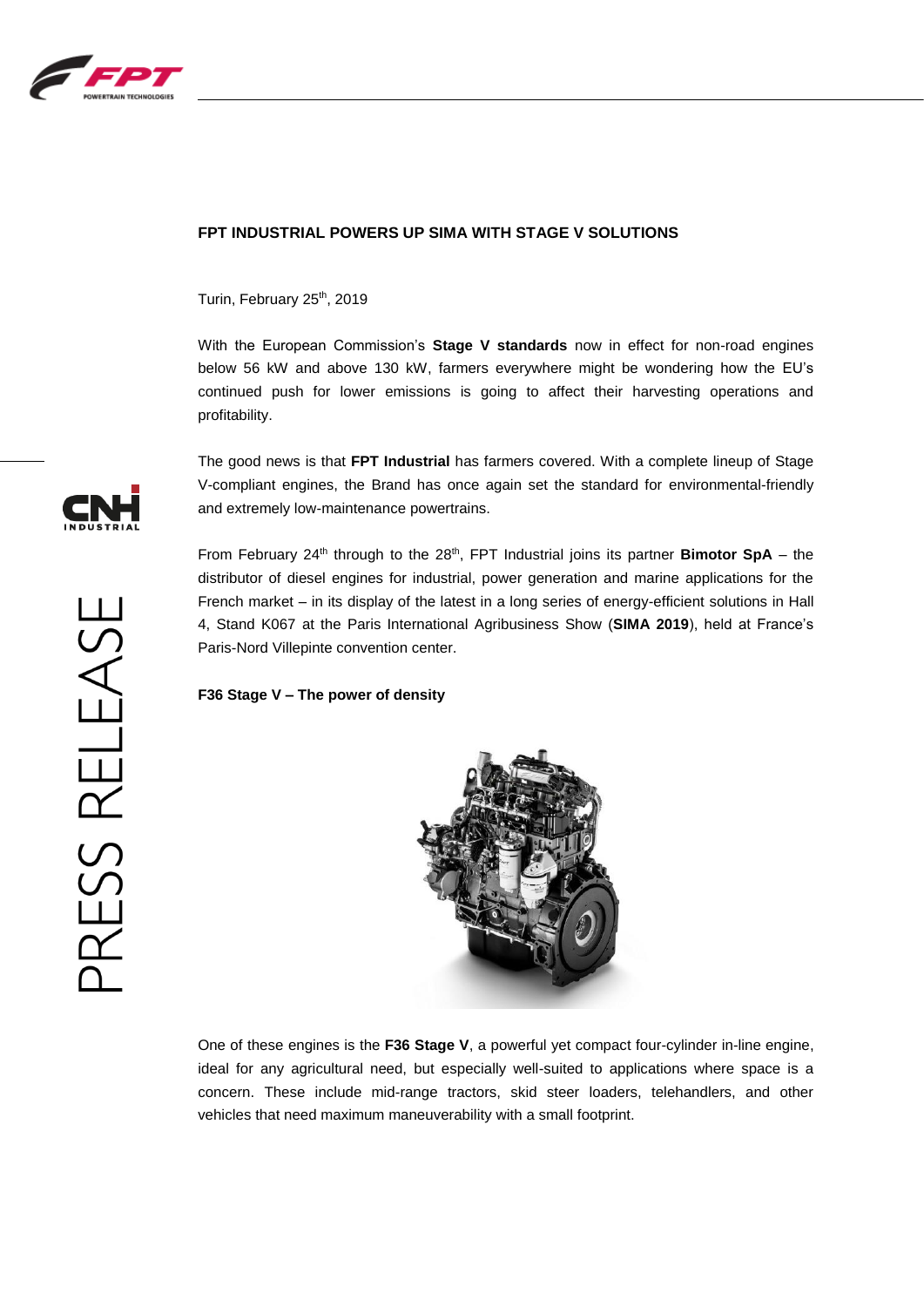# FPT INDUSTRIAL POWERS UP SIMA WITH STAGE V SOLUTIONS

Turin, February 25th, 2019

With the European Commission's **Stage V standards** now in effect for non-road engines below 56 kW and above 130 kW, farmers everywhere might be wondering how the EU's continued push for lower emissions is going to affect their harvesting operations and profitability.

The good news is that **FPT Industrial** has farmers covered. With a complete lineup of Stage V-compliant engines, the Brand has once again set the standard for environmental-friendly and extremely low-maintenance powertrains.

From February 24th through to the 28th, FPT Industrial joins its partner **Bimotor SpA** – the distributor of diesel engines for industrial, power generation and marine applications for the French market – in its display of the latest in a long series of energy-efficient solutions in Hall 4, Stand K067 at the Paris International Agribusiness Show (**SIMA 2019**), held at France's Paris-Nord Villepinte convention center.

## F36 Stage V – The power of density

One of these engines is the **F36 Stage V**, a powerful yet compact four-cylinder in-line engine, ideal for any agricultural need, but especially well-suited to applications where space is a concern. These include mid-range tractors, skid steer loaders, telehandlers, and other vehicles that need maximum maneuverability with a small footprint.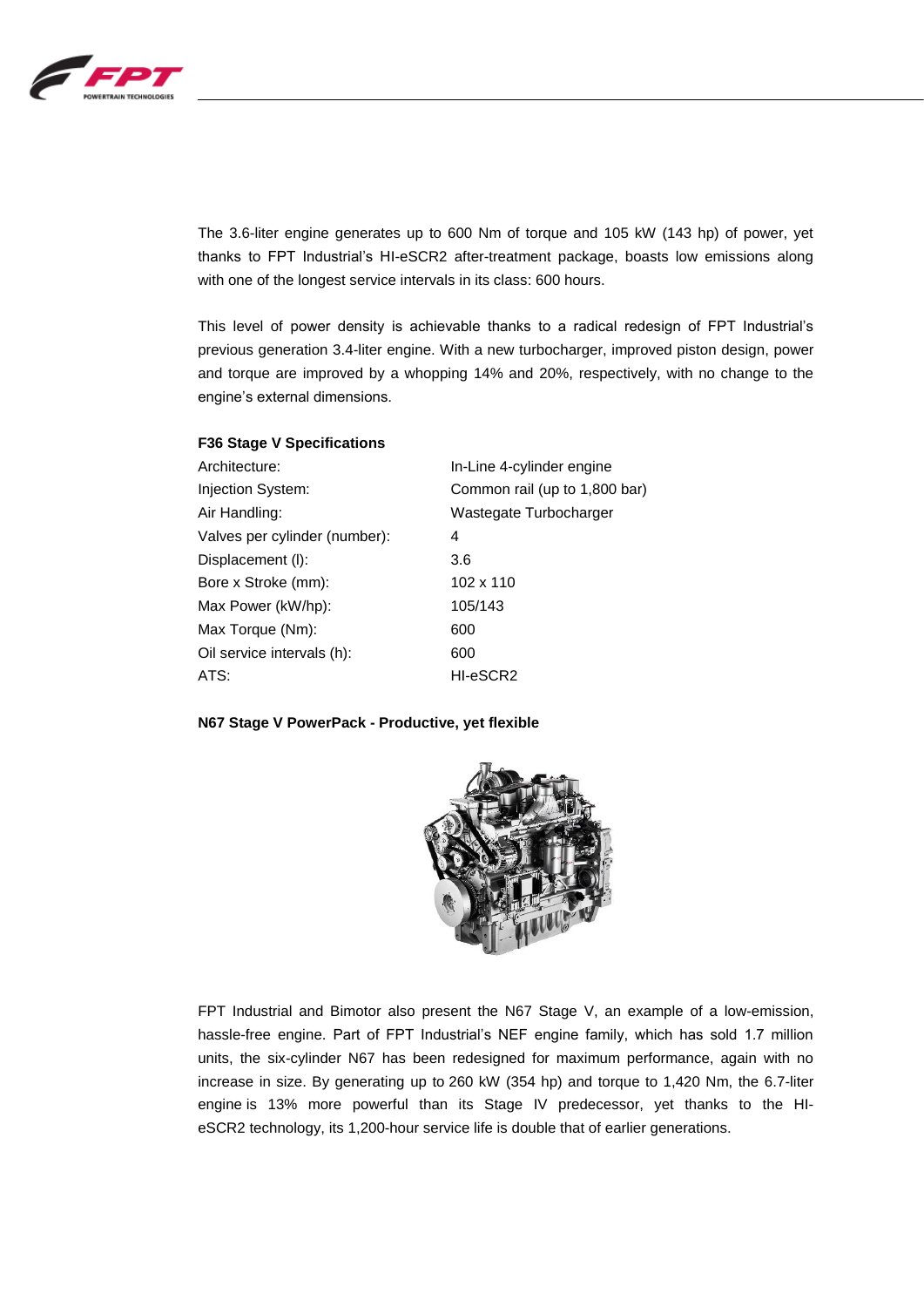The 3.6-liter engine generates up to 600 Nm of torque and 105 kW (143 hp) of power, yet thanks to FPT Industrial's HI-eSCR2 after-treatment package, boasts low emissions along with one of the longest service intervals in its class: 600 hours.

This level of power density is achievable thanks to a radical redesign of FPT Industrial's previous generation 3.4-liter engine. With a new turbocharger, improved piston design, power and torque are improved by a whopping 14% and 20%, respectively, with no change to the engine's external dimensions.

**F36 Stage V Specifications**

| | |
|---|---|
| Architecture: | In-Line 4-cylinder engine |
| Injection System: | Common rail (up to 1,800 bar) |
| Air Handling: | Wastegate Turbocharger |
| Valves per cylinder (number): | 4 |
| Displacement (l): | 3.6 |
| Bore x Stroke (mm): | 102 x 110 |
| Max Power (kW/hp): | 105/143 |
| Max Torque (Nm): | 600 |
| Oil service intervals (h): | 600 |
| ATS: | HI-eSCR2 |

**N67 Stage V PowerPack - Productive, yet flexible**

FPT Industrial and Bimotor also present the N67 Stage V, an example of a low-emission, hassle-free engine. Part of FPT Industrial's NEF engine family, which has sold 1.7 million units, the six-cylinder N67 has been redesigned for maximum performance, again with no increase in size. By generating up to 260 kW (354 hp) and torque to 1,420 Nm, the 6.7-liter engine is 13% more powerful than its Stage IV predecessor, yet thanks to the HI-eSCR2 technology, its 1,200-hour service life is double that of earlier generations.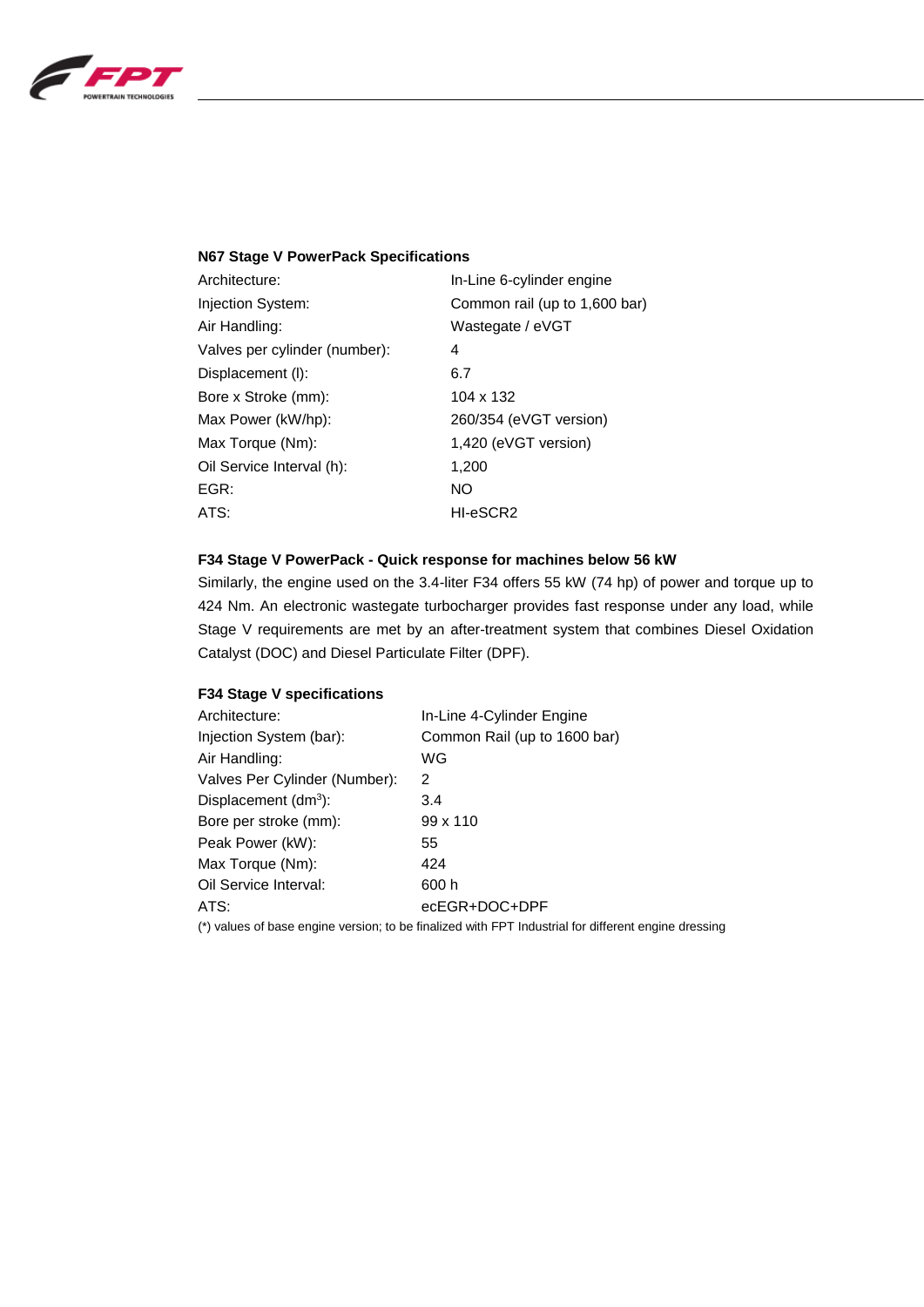**N67 Stage V PowerPack Specifications**

| | |
|---|---|
| Architecture: | In-Line 6-cylinder engine |
| Injection System: | Common rail (up to 1,600 bar) |
| Air Handling: | Wastegate / eVGT |
| Valves per cylinder (number): | 4 |
| Displacement (l): | 6.7 |
| Bore x Stroke (mm): | 104 x 132 |
| Max Power (kW/hp): | 260/354 (eVGT version) |
| Max Torque (Nm): | 1,420 (eVGT version) |
| Oil Service Interval (h): | 1,200 |
| EGR: | NO |
| ATS: | HI-eSCR2 |

**F34 Stage V PowerPack - Quick response for machines below 56 kW**

Similarly, the engine used on the 3.4-liter F34 offers 55 kW (74 hp) of power and torque up to 424 Nm. An electronic wastegate turbocharger provides fast response under any load, while Stage V requirements are met by an after-treatment system that combines Diesel Oxidation Catalyst (DOC) and Diesel Particulate Filter (DPF).

**F34 Stage V specifications**

| | |
|---|---|
| Architecture: | In-Line 4-Cylinder Engine |
| Injection System (bar): | Common Rail (up to 1600 bar) |
| Air Handling: | WG |
| Valves Per Cylinder (Number): | 2 |
| Displacement ($dm^3$): | 3.4 |
| Bore per stroke (mm): | 99 x 110 |
| Peak Power (kW): | 55 |
| Max Torque (Nm): | 424 |
| Oil Service Interval: | 600 h |
| ATS: | ecEGR+DOC+DPF |

(*) values of base engine version; to be finalized with FPT Industrial for different engine dressing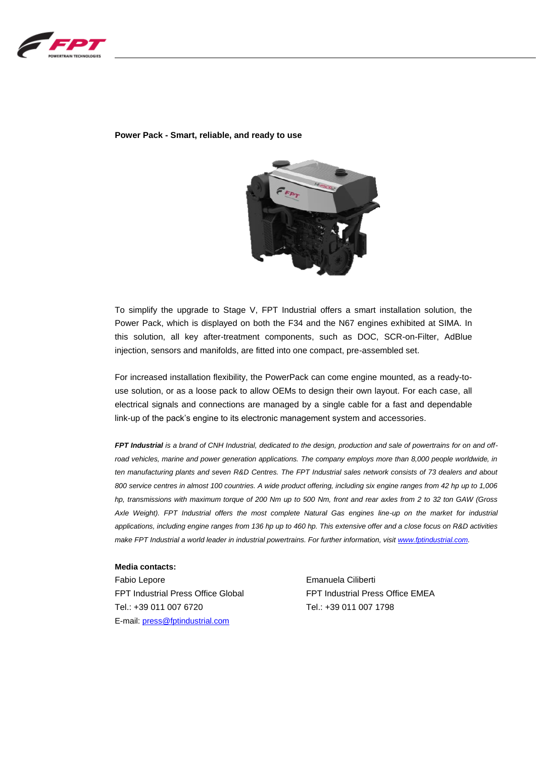**Power Pack - Smart, reliable, and ready to use**

To simplify the upgrade to Stage V, FPT Industrial offers a smart installation solution, the Power Pack, which is displayed on both the F34 and the N67 engines exhibited at SIMA. In this solution, all key after-treatment components, such as DOC, SCR-on-Filter, AdBlue injection, sensors and manifolds, are fitted into one compact, pre-assembled set.

For increased installation flexibility, the PowerPack can come engine mounted, as a ready-to-use solution, or as a loose pack to allow OEMs to design their own layout. For each case, all electrical signals and connections are managed by a single cable for a fast and dependable link-up of the pack's engine to its electronic management system and accessories.

***FPT Industrial** is a brand of CNH Industrial, dedicated to the design, production and sale of powertrains for on and off-road vehicles, marine and power generation applications. The company employs more than 8,000 people worldwide, in ten manufacturing plants and seven R&D Centres. The FPT Industrial sales network consists of 73 dealers and about 800 service centres in almost 100 countries. A wide product offering, including six engine ranges from 42 hp up to 1,006 hp, transmissions with maximum torque of 200 Nm up to 500 Nm, front and rear axles from 2 to 32 ton GAW (Gross Axle Weight). FPT Industrial offers the most complete Natural Gas engines line-up on the market for industrial applications, including engine ranges from 136 hp up to 460 hp. This extensive offer and a close focus on R&D activities make FPT Industrial a world leader in industrial powertrains. For further information, visit www.fptindustrial.com.*

**Media contacts:**

Fabio Lepore
FPT Industrial Press Office Global
Tel.: +39 011 007 6720
E-mail: press@fptindustrial.com

Emanuela Ciliberti
FPT Industrial Press Office EMEA
Tel.: +39 011 007 1798